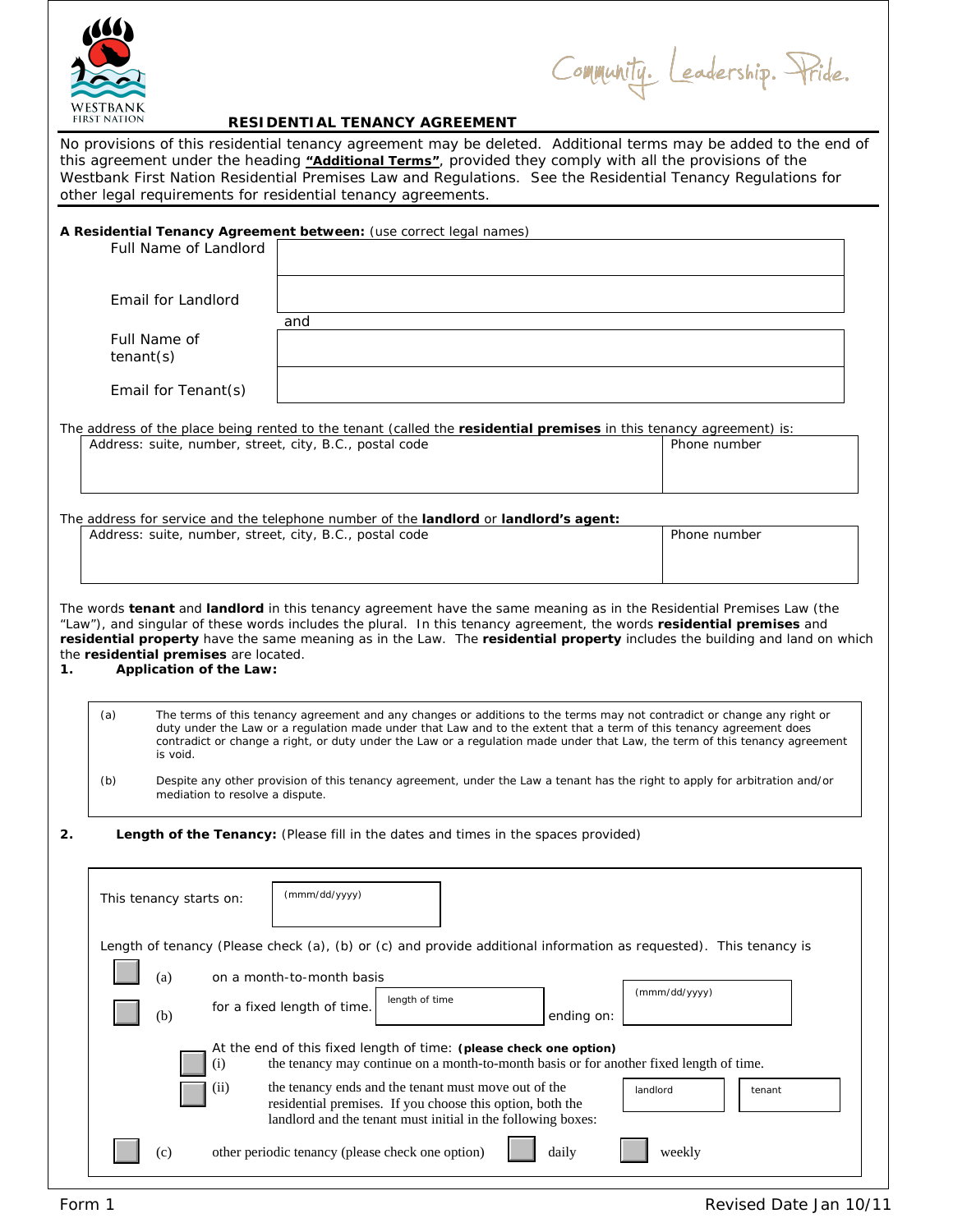WESTBANK FIRST NATION

Community. Leadership. Pride.

# RESIDENTIAL TENANCY AGREEMENT

No provisions of this residential tenancy agreement may be deleted. Additional terms may be added to the end of this agreement under the heading **"Additional Terms"**, provided they comply with all the provisions of the Westbank First Nation Residential Premises Law and Regulations. See the Residential Tenancy Regulations for other legal requirements for residential tenancy agreements.

**A Residential Tenancy Agreement between:** (use correct legal names)

| | |
|---|---|
| Full Name of Landlord | |
| Email for Landlord | |

and

| | |
|---|---|
| Full Name of tenant(s) | |
| Email for Tenant(s) | |

The address of the place being rented to the tenant (called the **residential premises** in this tenancy agreement) is:

| Address: suite, number, street, city, B.C., postal code | Phone number |
|---|---|
| | |

The address for service and the telephone number of the **landlord** or **landlord's agent:**

| Address: suite, number, street, city, B.C., postal code | Phone number |
|---|---|
| | |

The words **tenant** and **landlord** in this tenancy agreement have the same meaning as in the Residential Premises Law (the "Law"), and singular of these words includes the plural. In this tenancy agreement, the words **residential premises** and **residential property** have the same meaning as in the Law. The **residential property** includes the building and land on which the **residential premises** are located.

## 1. Application of the Law:

(a) The terms of this tenancy agreement and any changes or additions to the terms may not contradict or change any right or duty under the Law or a regulation made under that Law and to the extent that a term of this tenancy agreement does contradict or change a right, or duty under the Law or a regulation made under that Law, the term of this tenancy agreement is void.

(b) Despite any other provision of this tenancy agreement, under the Law a tenant has the right to apply for arbitration and/or mediation to resolve a dispute.

## 2. Length of the Tenancy: (Please fill in the dates and times in the spaces provided)

This tenancy starts on: (mmm/dd/yyyy) ____________

Length of tenancy (Please check (a), (b) or (c) and provide additional information as requested). This tenancy is

☐ (a) on a month-to-month basis

☐ (b) for a fixed length of time. (length of time) ____________ ending on: (mmm/dd/yyyy) ____________

At the end of this fixed length of time: **(please check one option)**

☐ (i) the tenancy may continue on a month-to-month basis or for another fixed length of time.

☐ (ii) the tenancy ends and the tenant must move out of the residential premises. If you choose this option, both the landlord and the tenant must initial in the following boxes: landlord ______ tenant ______

☐ (c) other periodic tenancy (please check one option) ☐ daily ☐ weekly

Form 1 Revised Date Jan 10/11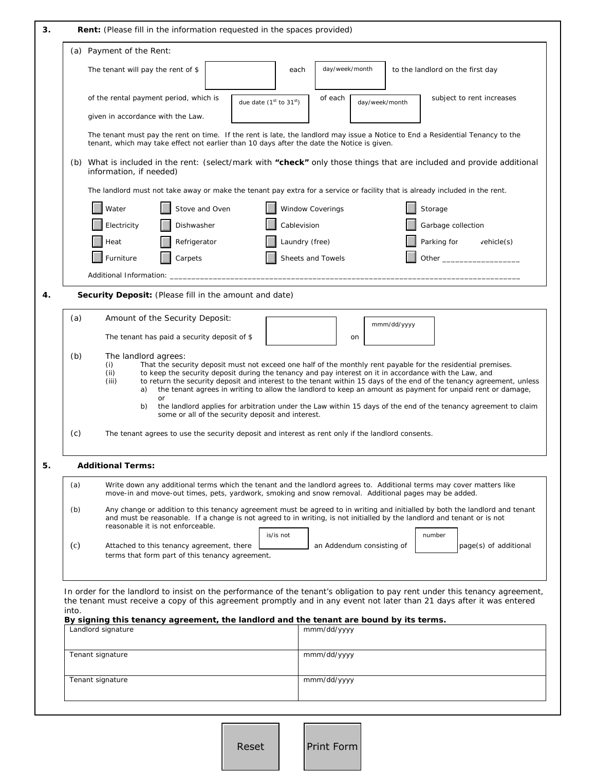**3. Rent:** (Please fill in the information requested in the spaces provided)

(a) Payment of the Rent:

The tenant will pay the rent of $ ____________ each [day/week/month] to the landlord on the first day of the rental payment period, which is [due date (1st to 31st)] of each [day/week/month] subject to rent increases given in accordance with the Law.

The tenant must pay the rent on time. If the rent is late, the landlord may issue a Notice to End a Residential Tenancy to the tenant, which may take effect not earlier than 10 days after the date the Notice is given.

(b) What is included in the rent: (select/mark with **"check"** only those things that are included and provide additional information, if needed)

The landlord must not take away or make the tenant pay extra for a service or facility that is already included in the rent.

- [ ] Water
- [ ] Electricity
- [ ] Heat
- [ ] Furniture
- [ ] Stove and Oven
- [ ] Dishwasher
- [ ] Refrigerator
- [ ] Carpets
- [ ] Window Coverings
- [ ] Cablevision
- [ ] Laundry (free)
- [ ] Sheets and Towels
- [ ] Storage
- [ ] Garbage collection
- [ ] Parking for ____ vehicle(s)
- [ ] Other __________________

Additional Information: ________________________________________________________________________________

**4. Security Deposit:** (Please fill in the amount and date)

(a) Amount of the Security Deposit:

The tenant has paid a security deposit of $ ____________ on [mmm/dd/yyyy]

(b) The landlord agrees:

(i) That the security deposit must not exceed one half of the monthly rent payable for the residential premises.
(ii) to keep the security deposit during the tenancy and pay interest on it in accordance with the Law, and
(iii) to return the security deposit and interest to the tenant within 15 days of the end of the tenancy agreement, unless
  a) the tenant agrees in writing to allow the landlord to keep an amount as payment for unpaid rent or damage, or
  b) the landlord applies for arbitration under the Law within 15 days of the end of the tenancy agreement to claim some or all of the security deposit and interest.

(c) The tenant agrees to use the security deposit and interest as rent only if the landlord consents.

**5. Additional Terms:**

(a) Write down any additional terms which the tenant and the landlord agrees to. Additional terms may cover matters like move-in and move-out times, pets, yardwork, smoking and snow removal. Additional pages may be added.

(b) Any change or addition to this tenancy agreement must be agreed to in writing and initialled by both the landlord and tenant and must be reasonable. If a change is not agreed to in writing, is not initialled by the landlord and tenant or is not reasonable it is not enforceable.

(c) Attached to this tenancy agreement, there [is/is not] an Addendum consisting of [number] page(s) of additional terms that form part of this tenancy agreement.

In order for the landlord to insist on the performance of the tenant's obligation to pay rent under this tenancy agreement, the tenant must receive a copy of this agreement promptly and in any event not later than 21 days after it was entered into.

**By signing this tenancy agreement, the landlord and the tenant are bound by its terms.**

| Landlord signature | mmm/dd/yyyy |
|---|---|
| Tenant signature | mmm/dd/yyyy |
| Tenant signature | mmm/dd/yyyy |

Reset | Print Form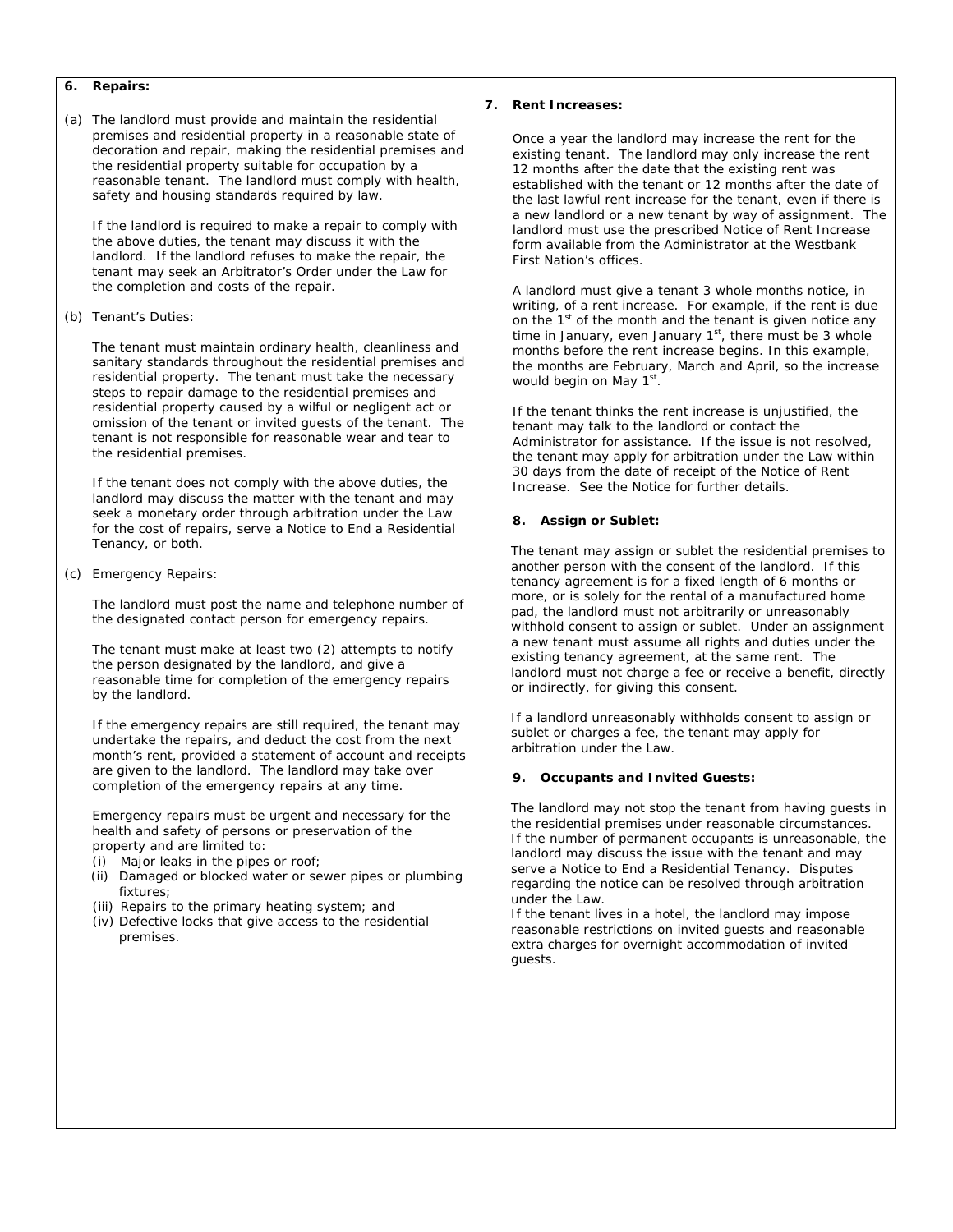**6. Repairs:**

(a) The landlord must provide and maintain the residential premises and residential property in a reasonable state of decoration and repair, making the residential premises and the residential property suitable for occupation by a reasonable tenant. The landlord must comply with health, safety and housing standards required by law.

If the landlord is required to make a repair to comply with the above duties, the tenant may discuss it with the landlord. If the landlord refuses to make the repair, the tenant may seek an Arbitrator's Order under the Law for the completion and costs of the repair.

(b) Tenant's Duties:

The tenant must maintain ordinary health, cleanliness and sanitary standards throughout the residential premises and residential property. The tenant must take the necessary steps to repair damage to the residential premises and residential property caused by a wilful or negligent act or omission of the tenant or invited guests of the tenant. The tenant is not responsible for reasonable wear and tear to the residential premises.

If the tenant does not comply with the above duties, the landlord may discuss the matter with the tenant and may seek a monetary order through arbitration under the Law for the cost of repairs, serve a Notice to End a Residential Tenancy, or both.

(c) Emergency Repairs:

The landlord must post the name and telephone number of the designated contact person for emergency repairs.

The tenant must make at least two (2) attempts to notify the person designated by the landlord, and give a reasonable time for completion of the emergency repairs by the landlord.

If the emergency repairs are still required, the tenant may undertake the repairs, and deduct the cost from the next month's rent, provided a statement of account and receipts are given to the landlord. The landlord may take over completion of the emergency repairs at any time.

Emergency repairs must be urgent and necessary for the health and safety of persons or preservation of the property and are limited to:

(i) Major leaks in the pipes or roof;
(ii) Damaged or blocked water or sewer pipes or plumbing fixtures;
(iii) Repairs to the primary heating system; and
(iv) Defective locks that give access to the residential premises.

**7. Rent Increases:**

Once a year the landlord may increase the rent for the existing tenant. The landlord may only increase the rent 12 months after the date that the existing rent was established with the tenant or 12 months after the date of the last lawful rent increase for the tenant, even if there is a new landlord or a new tenant by way of assignment. The landlord must use the prescribed Notice of Rent Increase form available from the Administrator at the Westbank First Nation's offices.

A landlord must give a tenant 3 whole months notice, in writing, of a rent increase. For example, if the rent is due on the 1st of the month and the tenant is given notice any time in January, even January 1st, there must be 3 whole months before the rent increase begins. In this example, the months are February, March and April, so the increase would begin on May 1st.

If the tenant thinks the rent increase is unjustified, the tenant may talk to the landlord or contact the Administrator for assistance. If the issue is not resolved, the tenant may apply for arbitration under the Law within 30 days from the date of receipt of the Notice of Rent Increase. See the Notice for further details.

**8. Assign or Sublet:**

The tenant may assign or sublet the residential premises to another person with the consent of the landlord. If this tenancy agreement is for a fixed length of 6 months or more, or is solely for the rental of a manufactured home pad, the landlord must not arbitrarily or unreasonably withhold consent to assign or sublet. Under an assignment a new tenant must assume all rights and duties under the existing tenancy agreement, at the same rent. The landlord must not charge a fee or receive a benefit, directly or indirectly, for giving this consent.

If a landlord unreasonably withholds consent to assign or sublet or charges a fee, the tenant may apply for arbitration under the Law.

**9. Occupants and Invited Guests:**

The landlord may not stop the tenant from having guests in the residential premises under reasonable circumstances. If the number of permanent occupants is unreasonable, the landlord may discuss the issue with the tenant and may serve a Notice to End a Residential Tenancy. Disputes regarding the notice can be resolved through arbitration under the Law.

If the tenant lives in a hotel, the landlord may impose reasonable restrictions on invited guests and reasonable extra charges for overnight accommodation of invited guests.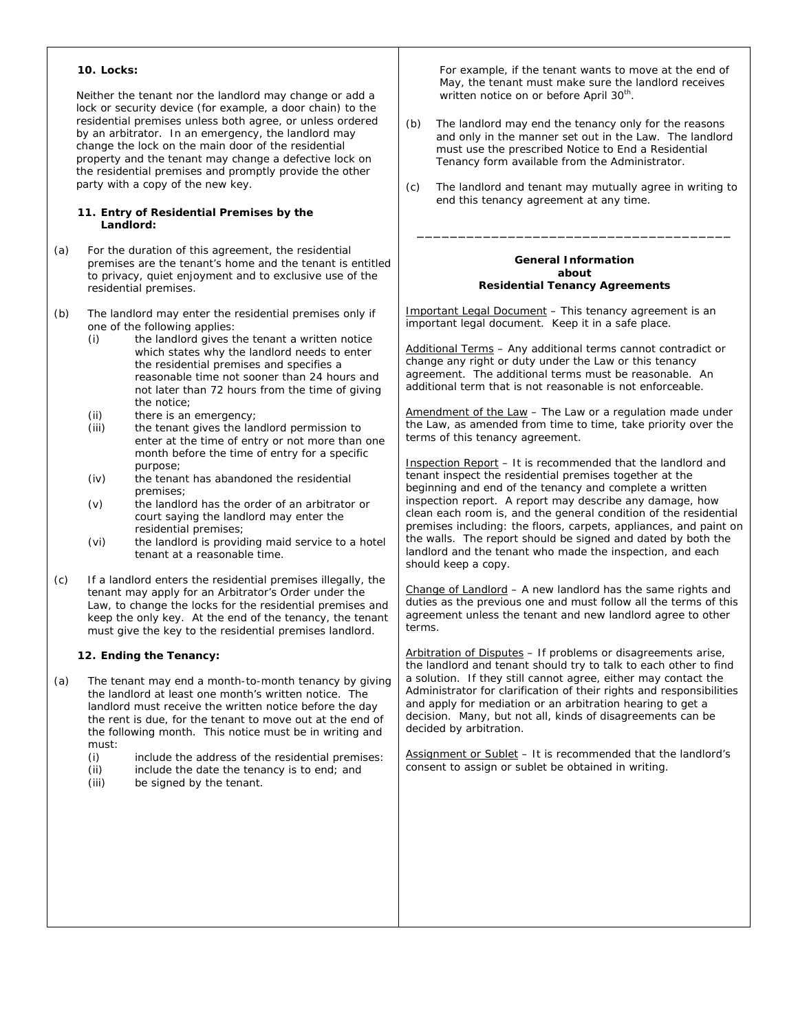### 10. Locks:

Neither the tenant nor the landlord may change or add a lock or security device (for example, a door chain) to the residential premises unless both agree, or unless ordered by an arbitrator. In an emergency, the landlord may change the lock on the main door of the residential property and the tenant may change a defective lock on the residential premises and promptly provide the other party with a copy of the new key.

### 11. Entry of Residential Premises by the Landlord:

(a) For the duration of this agreement, the residential premises are the tenant's home and the tenant is entitled to privacy, quiet enjoyment and to exclusive use of the residential premises.

(b) The landlord may enter the residential premises only if one of the following applies:
   - (i) the landlord gives the tenant a written notice which states why the landlord needs to enter the residential premises and specifies a reasonable time not sooner than 24 hours and not later than 72 hours from the time of giving the notice;
   - (ii) there is an emergency;
   - (iii) the tenant gives the landlord permission to enter at the time of entry or not more than one month before the time of entry for a specific purpose;
   - (iv) the tenant has abandoned the residential premises;
   - (v) the landlord has the order of an arbitrator or court saying the landlord may enter the residential premises;
   - (vi) the landlord is providing maid service to a hotel tenant at a reasonable time.

(c) If a landlord enters the residential premises illegally, the tenant may apply for an Arbitrator's Order under the Law, to change the locks for the residential premises and keep the only key. At the end of the tenancy, the tenant must give the key to the residential premises landlord.

### 12. Ending the Tenancy:

(a) The tenant may end a month-to-month tenancy by giving the landlord at least one month's written notice. The landlord must receive the written notice before the day the rent is due, for the tenant to move out at the end of the following month. This notice must be in writing and must:
   - (i) include the address of the residential premises:
   - (ii) include the date the tenancy is to end; and
   - (iii) be signed by the tenant.

   For example, if the tenant wants to move at the end of May, the tenant must make sure the landlord receives written notice on or before April 30th.

(b) The landlord may end the tenancy only for the reasons and only in the manner set out in the Law. The landlord must use the prescribed Notice to End a Residential Tenancy form available from the Administrator.

(c) The landlord and tenant may mutually agree in writing to end this tenancy agreement at any time.

---

## General Information about Residential Tenancy Agreements

Important Legal Document – This tenancy agreement is an important legal document. Keep it in a safe place.

Additional Terms – Any additional terms cannot contradict or change any right or duty under the Law or this tenancy agreement. The additional terms must be reasonable. An additional term that is not reasonable is not enforceable.

Amendment of the Law – The Law or a regulation made under the Law, as amended from time to time, take priority over the terms of this tenancy agreement.

Inspection Report – It is recommended that the landlord and tenant inspect the residential premises together at the beginning and end of the tenancy and complete a written inspection report. A report may describe any damage, how clean each room is, and the general condition of the residential premises including: the floors, carpets, appliances, and paint on the walls. The report should be signed and dated by both the landlord and the tenant who made the inspection, and each should keep a copy.

Change of Landlord – A new landlord has the same rights and duties as the previous one and must follow all the terms of this agreement unless the tenant and new landlord agree to other terms.

Arbitration of Disputes – If problems or disagreements arise, the landlord and tenant should try to talk to each other to find a solution. If they still cannot agree, either may contact the Administrator for clarification of their rights and responsibilities and apply for mediation or an arbitration hearing to get a decision. Many, but not all, kinds of disagreements can be decided by arbitration.

Assignment or Sublet – It is recommended that the landlord's consent to assign or sublet be obtained in writing.